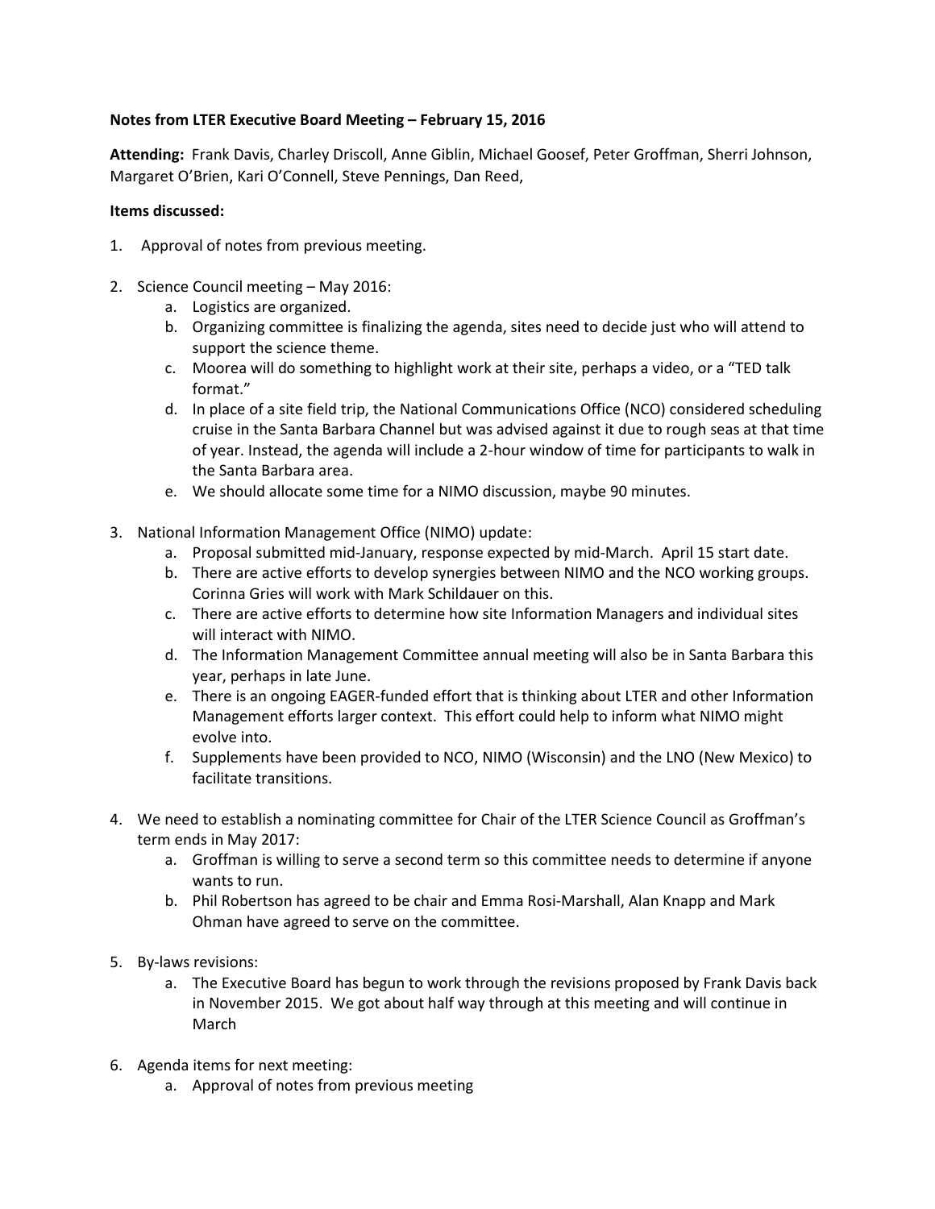**Notes from LTER Executive Board Meeting – February 15, 2016**

**Attending:** Frank Davis, Charley Driscoll, Anne Giblin, Michael Goosef, Peter Groffman, Sherri Johnson, Margaret O'Brien, Kari O'Connell, Steve Pennings, Dan Reed,

**Items discussed:**

1. Approval of notes from previous meeting.

2. Science Council meeting – May 2016:
    a. Logistics are organized.
    b. Organizing committee is finalizing the agenda, sites need to decide just who will attend to support the science theme.
    c. Moorea will do something to highlight work at their site, perhaps a video, or a "TED talk format."
    d. In place of a site field trip, the National Communications Office (NCO) considered scheduling cruise in the Santa Barbara Channel but was advised against it due to rough seas at that time of year. Instead, the agenda will include a 2-hour window of time for participants to walk in the Santa Barbara area.
    e. We should allocate some time for a NIMO discussion, maybe 90 minutes.

3. National Information Management Office (NIMO) update:
    a. Proposal submitted mid-January, response expected by mid-March. April 15 start date.
    b. There are active efforts to develop synergies between NIMO and the NCO working groups. Corinna Gries will work with Mark Schildauer on this.
    c. There are active efforts to determine how site Information Managers and individual sites will interact with NIMO.
    d. The Information Management Committee annual meeting will also be in Santa Barbara this year, perhaps in late June.
    e. There is an ongoing EAGER-funded effort that is thinking about LTER and other Information Management efforts larger context. This effort could help to inform what NIMO might evolve into.
    f. Supplements have been provided to NCO, NIMO (Wisconsin) and the LNO (New Mexico) to facilitate transitions.

4. We need to establish a nominating committee for Chair of the LTER Science Council as Groffman's term ends in May 2017:
    a. Groffman is willing to serve a second term so this committee needs to determine if anyone wants to run.
    b. Phil Robertson has agreed to be chair and Emma Rosi-Marshall, Alan Knapp and Mark Ohman have agreed to serve on the committee.

5. By-laws revisions:
    a. The Executive Board has begun to work through the revisions proposed by Frank Davis back in November 2015. We got about half way through at this meeting and will continue in March

6. Agenda items for next meeting:
    a. Approval of notes from previous meeting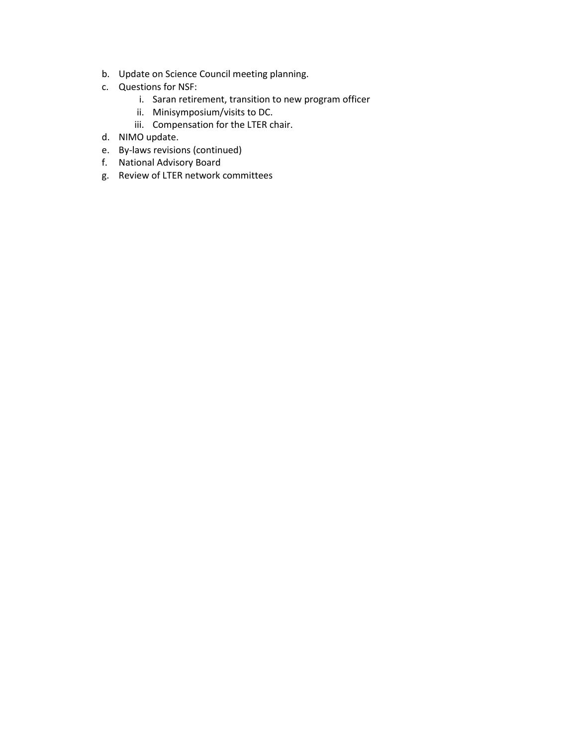b. Update on Science Council meeting planning.
c. Questions for NSF:
    i. Saran retirement, transition to new program officer
    ii. Minisymposium/visits to DC.
    iii. Compensation for the LTER chair.
d. NIMO update.
e. By-laws revisions (continued)
f. National Advisory Board
g. Review of LTER network committees